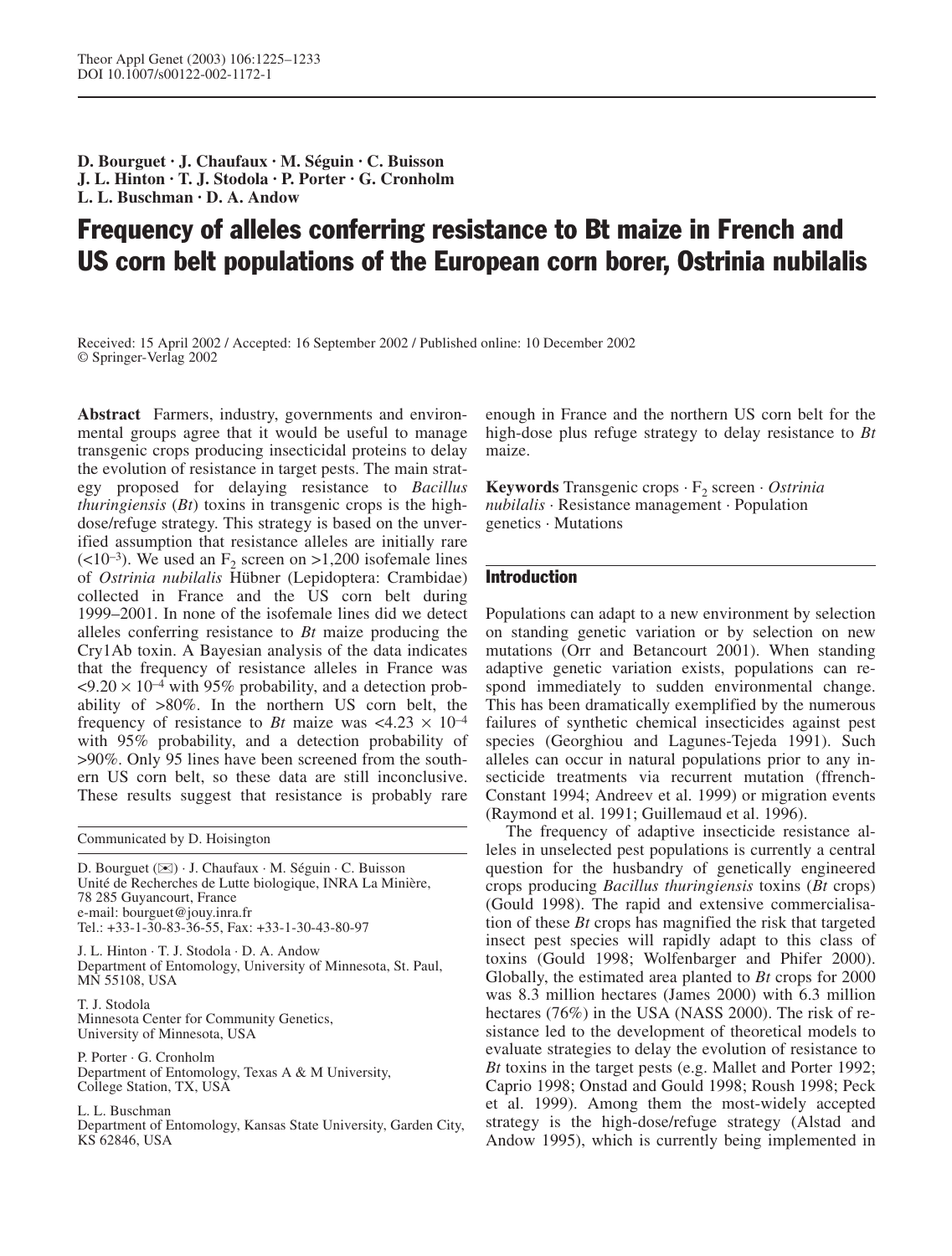Theor Appl Genet (2003) 106:1225–1233
DOI 10.1007/s00122-002-1172-1

**D. Bourguet · J. Chaufaux · M. Séguin · C. Buisson**
**J. L. Hinton · T. J. Stodola · P. Porter · G. Cronholm**
**L. L. Buschman · D. A. Andow**

# Frequency of alleles conferring resistance to Bt maize in French and US corn belt populations of the European corn borer, Ostrinia nubilalis

Received: 15 April 2002 / Accepted: 16 September 2002 / Published online: 10 December 2002
© Springer-Verlag 2002

**Abstract** Farmers, industry, governments and environmental groups agree that it would be useful to manage transgenic crops producing insecticidal proteins to delay the evolution of resistance in target pests. The main strategy proposed for delaying resistance to *Bacillus thuringiensis* (*Bt*) toxins in transgenic crops is the high-dose/refuge strategy. This strategy is based on the unverified assumption that resistance alleles are initially rare ($<10^{-3}$). We used an $F_2$ screen on >1,200 isofemale lines of *Ostrinia nubilalis* Hübner (Lepidoptera: Crambidae) collected in France and the US corn belt during 1999–2001. In none of the isofemale lines did we detect alleles conferring resistance to *Bt* maize producing the Cry1Ab toxin. A Bayesian analysis of the data indicates that the frequency of resistance alleles in France was $<9.20 \times 10^{-4}$ with 95% probability, and a detection probability of >80%. In the northern US corn belt, the frequency of resistance to *Bt* maize was $<4.23 \times 10^{-4}$ with 95% probability, and a detection probability of >90%. Only 95 lines have been screened from the southern US corn belt, so these data are still inconclusive. These results suggest that resistance is probably rare enough in France and the northern US corn belt for the high-dose plus refuge strategy to delay resistance to *Bt* maize.

**Keywords** Transgenic crops · $F_2$ screen · *Ostrinia nubilalis* · Resistance management · Population genetics · Mutations

Communicated by D. Hoisington

D. Bourguet (✉) · J. Chaufaux · M. Séguin · C. Buisson
Unité de Recherches de Lutte biologique, INRA La Minière, 78 285 Guyancourt, France
e-mail: bourguet@jouy.inra.fr
Tel.: +33-1-30-83-36-55, Fax: +33-1-30-43-80-97

J. L. Hinton · T. J. Stodola · D. A. Andow
Department of Entomology, University of Minnesota, St. Paul, MN 55108, USA

T. J. Stodola
Minnesota Center for Community Genetics, University of Minnesota, USA

P. Porter · G. Cronholm
Department of Entomology, Texas A & M University, College Station, TX, USA

L. L. Buschman
Department of Entomology, Kansas State University, Garden City, KS 62846, USA

## Introduction

Populations can adapt to a new environment by selection on standing genetic variation or by selection on new mutations (Orr and Betancourt 2001). When standing adaptive genetic variation exists, populations can respond immediately to sudden environmental change. This has been dramatically exemplified by the numerous failures of synthetic chemical insecticides against pest species (Georghiou and Lagunes-Tejeda 1991). Such alleles can occur in natural populations prior to any insecticide treatments via recurrent mutation (ffrench-Constant 1994; Andreev et al. 1999) or migration events (Raymond et al. 1991; Guillemaud et al. 1996).

The frequency of adaptive insecticide resistance alleles in unselected pest populations is currently a central question for the husbandry of genetically engineered crops producing *Bacillus thuringiensis* toxins (*Bt* crops) (Gould 1998). The rapid and extensive commercialisation of these *Bt* crops has magnified the risk that targeted insect pest species will rapidly adapt to this class of toxins (Gould 1998; Wolfenbarger and Phifer 2000). Globally, the estimated area planted to *Bt* crops for 2000 was 8.3 million hectares (James 2000) with 6.3 million hectares (76%) in the USA (NASS 2000). The risk of resistance led to the development of theoretical models to evaluate strategies to delay the evolution of resistance to *Bt* toxins in the target pests (e.g. Mallet and Porter 1992; Caprio 1998; Onstad and Gould 1998; Roush 1998; Peck et al. 1999). Among them the most-widely accepted strategy is the high-dose/refuge strategy (Alstad and Andow 1995), which is currently being implemented in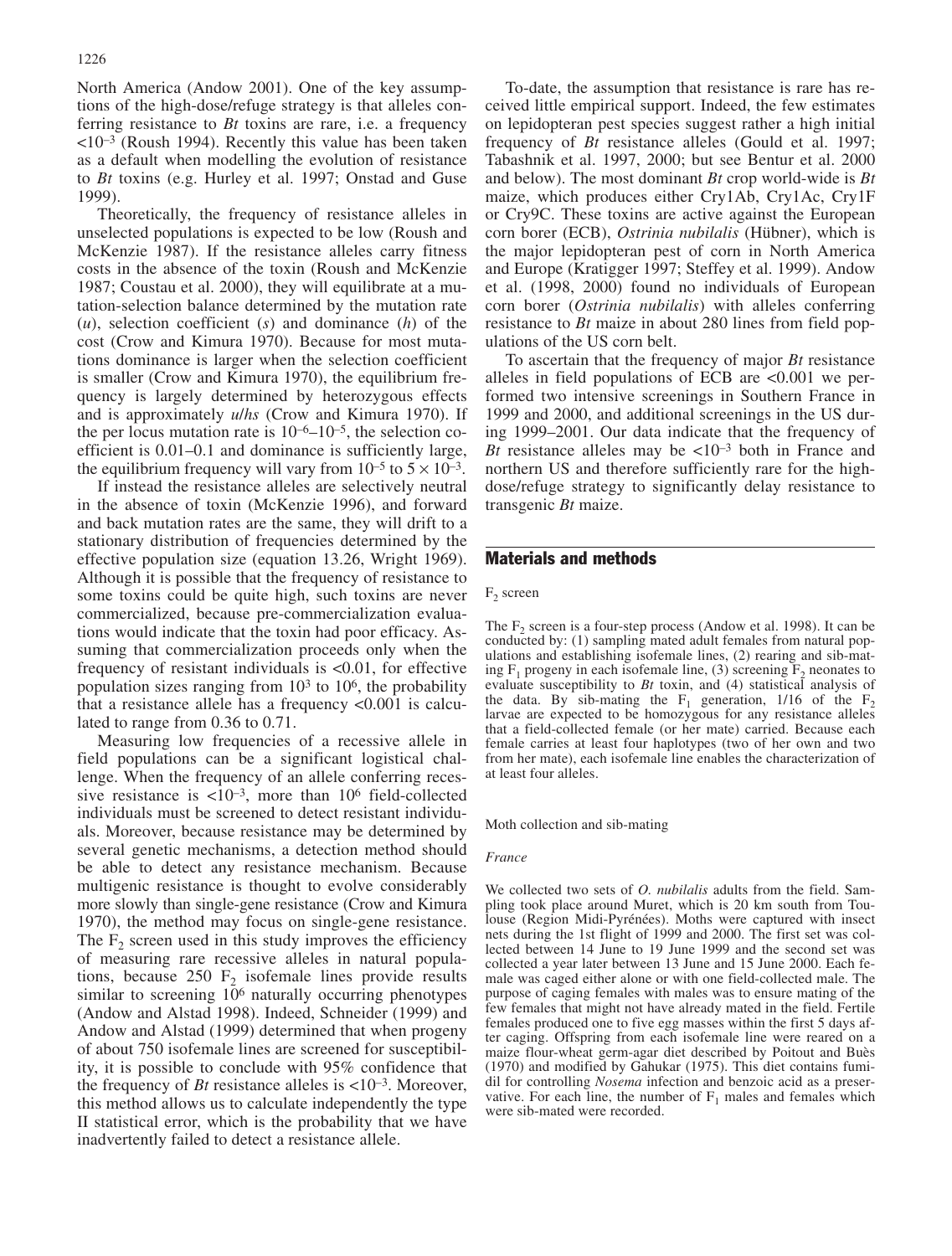North America (Andow 2001). One of the key assumptions of the high-dose/refuge strategy is that alleles conferring resistance to *Bt* toxins are rare, i.e. a frequency $<10^{-3}$ (Roush 1994). Recently this value has been taken as a default when modelling the evolution of resistance to *Bt* toxins (e.g. Hurley et al. 1997; Onstad and Guse 1999).

Theoretically, the frequency of resistance alleles in unselected populations is expected to be low (Roush and McKenzie 1987). If the resistance alleles carry fitness costs in the absence of the toxin (Roush and McKenzie 1987; Coustau et al. 2000), they will equilibrate at a mutation-selection balance determined by the mutation rate ($u$), selection coefficient ($s$) and dominance ($h$) of the cost (Crow and Kimura 1970). Because for most mutations dominance is larger when the selection coefficient is smaller (Crow and Kimura 1970), the equilibrium frequency is largely determined by heterozygous effects and is approximately $u/hs$ (Crow and Kimura 1970). If the per locus mutation rate is $10^{-6}$–$10^{-5}$, the selection coefficient is 0.01–0.1 and dominance is sufficiently large, the equilibrium frequency will vary from $10^{-5}$ to $5\times10^{-3}$.

If instead the resistance alleles are selectively neutral in the absence of toxin (McKenzie 1996), and forward and back mutation rates are the same, they will drift to a stationary distribution of frequencies determined by the effective population size (equation 13.26, Wright 1969). Although it is possible that the frequency of resistance to some toxins could be quite high, such toxins are never commercialized, because pre-commercialization evaluations would indicate that the toxin had poor efficacy. Assuming that commercialization proceeds only when the frequency of resistant individuals is <0.01, for effective population sizes ranging from $10^3$ to $10^6$, the probability that a resistance allele has a frequency <0.001 is calculated to range from 0.36 to 0.71.

Measuring low frequencies of a recessive allele in field populations can be a significant logistical challenge. When the frequency of an allele conferring recessive resistance is $<10^{-3}$, more than $10^6$ field-collected individuals must be screened to detect resistant individuals. Moreover, because resistance may be determined by several genetic mechanisms, a detection method should be able to detect any resistance mechanism. Because multigenic resistance is thought to evolve considerably more slowly than single-gene resistance (Crow and Kimura 1970), the method may focus on single-gene resistance. The $F_2$ screen used in this study improves the efficiency of measuring rare recessive alleles in natural populations, because 250 $F_2$ isofemale lines provide results similar to screening $10^6$ naturally occurring phenotypes (Andow and Alstad 1998). Indeed, Schneider (1999) and Andow and Alstad (1999) determined that when progeny of about 750 isofemale lines are screened for susceptibility, it is possible to conclude with 95% confidence that the frequency of *Bt* resistance alleles is $<10^{-3}$. Moreover, this method allows us to calculate independently the type II statistical error, which is the probability that we have inadvertently failed to detect a resistance allele.

To-date, the assumption that resistance is rare has received little empirical support. Indeed, the few estimates on lepidopteran pest species suggest rather a high initial frequency of *Bt* resistance alleles (Gould et al. 1997; Tabashnik et al. 1997, 2000; but see Bentur et al. 2000 and below). The most dominant *Bt* crop world-wide is *Bt* maize, which produces either Cry1Ab, Cry1Ac, Cry1F or Cry9C. These toxins are active against the European corn borer (ECB), *Ostrinia nubilalis* (Hübner), which is the major lepidopteran pest of corn in North America and Europe (Kratigger 1997; Steffey et al. 1999). Andow et al. (1998, 2000) found no individuals of European corn borer (*Ostrinia nubilalis*) with alleles conferring resistance to *Bt* maize in about 280 lines from field populations of the US corn belt.

To ascertain that the frequency of major *Bt* resistance alleles in field populations of ECB are <0.001 we performed two intensive screenings in Southern France in 1999 and 2000, and additional screenings in the US during 1999–2001. Our data indicate that the frequency of *Bt* resistance alleles may be $<10^{-3}$ both in France and northern US and therefore sufficiently rare for the high-dose/refuge strategy to significantly delay resistance to transgenic *Bt* maize.

## Materials and methods

### $F_2$ screen

The $F_2$ screen is a four-step process (Andow et al. 1998). It can be conducted by: (1) sampling mated adult females from natural populations and establishing isofemale lines, (2) rearing and sib-mating $F_1$ progeny in each isofemale line, (3) screening $F_2$ neonates to evaluate susceptibility to *Bt* toxin, and (4) statistical analysis of the data. By sib-mating the $F_1$ generation, 1/16 of the $F_2$ larvae are expected to be homozygous for any resistance alleles that a field-collected female (or her mate) carried. Because each female carries at least four haplotypes (two of her own and two from her mate), each isofemale line enables the characterization of at least four alleles.

### Moth collection and sib-mating

#### *France*

We collected two sets of *O. nubilalis* adults from the field. Sampling took place around Muret, which is 20 km south from Toulouse (Region Midi-Pyrénées). Moths were captured with insect nets during the 1st flight of 1999 and 2000. The first set was collected between 14 June to 19 June 1999 and the second set was collected a year later between 13 June and 15 June 2000. Each female was caged either alone or with one field-collected male. The purpose of caging females with males was to ensure mating of the few females that might not have already mated in the field. Fertile females produced one to five egg masses within the first 5 days after caging. Offspring from each isofemale line were reared on a maize flour-wheat germ-agar diet described by Poitout and Buès (1970) and modified by Gahukar (1975). This diet contains fumidil for controlling *Nosema* infection and benzoic acid as a preservative. For each line, the number of $F_1$ males and females which were sib-mated were recorded.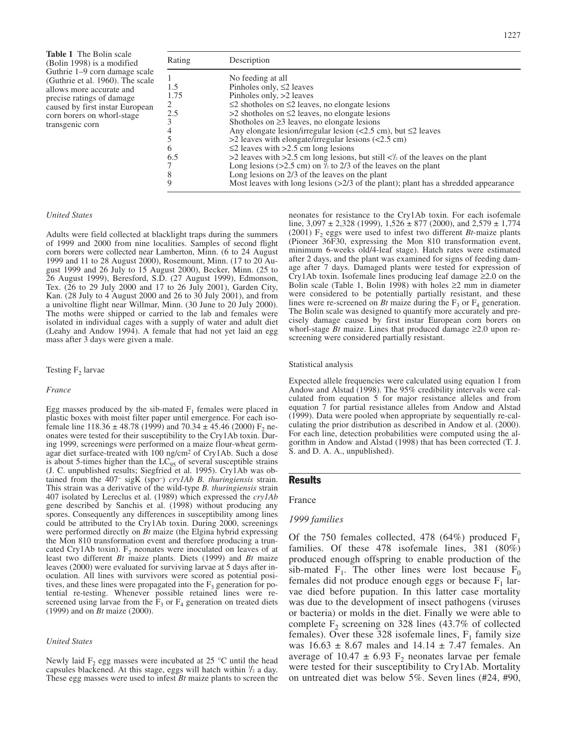**Table 1** The Bolin scale (Bolin 1998) is a modified Guthrie 1–9 corn damage scale (Guthrie et al. 1960). The scale allows more accurate and precise ratings of damage caused by first instar European corn borers on whorl-stage transgenic corn

| Rating | Description |
|---|---|
| 1 | No feeding at all |
| 1.5 | Pinholes only, ≤2 leaves |
| 1.75 | Pinholes only, >2 leaves |
| 2 | ≤2 shotholes on ≤2 leaves, no elongate lesions |
| 2.5 | >2 shotholes on ≤2 leaves, no elongate lesions |
| 3 | Shotholes on ≥3 leaves, no elongate lesions |
| 4 | Any elongate lesion/irregular lesion (<2.5 cm), but ≤2 leaves |
| 5 | >2 leaves with elongate/irregular lesions (<2.5 cm) |
| 6 | ≤2 leaves with >2.5 cm long lesions |
| 6.5 | >2 leaves with >2.5 cm long lesions, but still <½ of the leaves on the plant |
| 7 | Long lesions (>2.5 cm) on ½ to 2/3 of the leaves on the plant |
| 8 | Long lesions on 2/3 of the leaves on the plant |
| 9 | Most leaves with long lesions (>2/3 of the plant); plant has a shredded appearance |

*United States*

Adults were field collected at blacklight traps during the summers of 1999 and 2000 from nine localities. Samples of second flight corn borers were collected near Lamberton, Minn. (6 to 24 August 1999 and 11 to 28 August 2000), Rosemount, Minn. (17 to 20 August 1999 and 26 July to 15 August 2000), Becker, Minn. (25 to 26 August 1999), Beresford, S.D. (27 August 1999), Edmonson, Tex. (26 to 29 July 2000 and 17 to 26 July 2001), Garden City, Kan. (28 July to 4 August 2000 and 26 to 30 July 2001), and from a univoltine flight near Willmar, Minn. (30 June to 20 July 2000). The moths were shipped or carried to the lab and females were isolated in individual cages with a supply of water and adult diet (Leahy and Andow 1994). A female that had not yet laid an egg mass after 3 days were given a male.

## Testing $F_2$ larvae

*France*

Egg masses produced by the sib-mated $F_1$ females were placed in plastic boxes with moist filter paper until emergence. For each isofemale line 118.36 ± 48.78 (1999) and 70.34 ± 45.46 (2000) $F_2$ neonates were tested for their susceptibility to the Cry1Ab toxin. During 1999, screenings were performed on a maize flour-wheat germagar diet surface-treated with 100 ng/cm² of Cry1Ab. Such a dose is about 5-times higher than the $LC_{95}$ of several susceptible strains (J. C. unpublished results; Siegfried et al. 1995). Cry1Ab was obtained from the 407⁻ sigK (spo⁻) *cry1Ab B. thuringiensis* strain. This strain was a derivative of the wild-type *B. thuringiensis* strain 407 isolated by Lereclus et al. (1989) which expressed the *cry1Ab* gene described by Sanchis et al. (1998) without producing any spores. Consequently any differences in susceptibility among lines could be attributed to the Cry1Ab toxin. During 2000, screenings were performed directly on *Bt* maize (the Elgina hybrid expressing the Mon 810 transformation event and therefore producing a truncated Cry1Ab toxin). $F_2$ neonates were inoculated on leaves of at least two different *Bt* maize plants. Diets (1999) and *Bt* maize leaves (2000) were evaluated for surviving larvae at 5 days after inoculation. All lines with survivors were scored as potential positives, and these lines were propagated into the $F_3$ generation for potential re-testing. Whenever possible retained lines were re-screened using larvae from the $F_3$ or $F_4$ generation on treated diets (1999) and on *Bt* maize (2000).

*United States*

Newly laid $F_2$ egg masses were incubated at 25 °C until the head capsules blackened. At this stage, eggs will hatch within ½ a day. These egg masses were used to infest *Bt* maize plants to screen the neonates for resistance to the Cry1Ab toxin. For each isofemale line, 3,097 ± 2,328 (1999), 1,526 ± 877 (2000), and 2,579 ± 1,774 (2001) $F_2$ eggs were used to infest two different *Bt*-maize plants (Pioneer 36F30, expressing the Mon 810 transformation event, minimum 6-weeks old/4-leaf stage). Hatch rates were estimated after 2 days, and the plant was examined for signs of feeding damage after 7 days. Damaged plants were tested for expression of Cry1Ab toxin. Isofemale lines producing leaf damage ≥2.0 on the Bolin scale (Table 1, Bolin 1998) with holes ≥2 mm in diameter were considered to be potentially partially resistant, and these lines were re-screened on *Bt* maize during the $F_3$ or $F_4$ generation. The Bolin scale was designed to quantify more accurately and precisely damage caused by first instar European corn borers on whorl-stage *Bt* maize. Lines that produced damage ≥2.0 upon re-screening were considered partially resistant.

## Statistical analysis

Expected allele frequencies were calculated using equation 1 from Andow and Alstad (1998). The 95% credibility intervals were calculated from equation 5 for major resistance alleles and from equation 7 for partial resistance alleles from Andow and Alstad (1999). Data were pooled when appropriate by sequentially re-calculating the prior distribution as described in Andow et al. (2000). For each line, detection probabilities were computed using the algorithm in Andow and Alstad (1998) that has been corrected (T. J. S. and D. A. A., unpublished).

# Results

## France

*1999 families*

Of the 750 females collected, 478 (64%) produced $F_1$ families. Of these 478 isofemale lines, 381 (80%) produced enough offspring to enable production of the sib-mated $F_1$. The other lines were lost because $F_0$ females did not produce enough eggs or because $F_1$ larvae died before pupation. In this latter case mortality was due to the development of insect pathogens (viruses or bacteria) or molds in the diet. Finally we were able to complete $F_2$ screening on 328 lines (43.7% of collected females). Over these 328 isofemale lines, $F_1$ family size was 16.63 ± 8.67 males and 14.14 ± 7.47 females. An average of 10.47 ± 6.93 $F_2$ neonates larvae per female were tested for their susceptibility to Cry1Ab. Mortality on untreated diet was below 5%. Seven lines (#24, #90,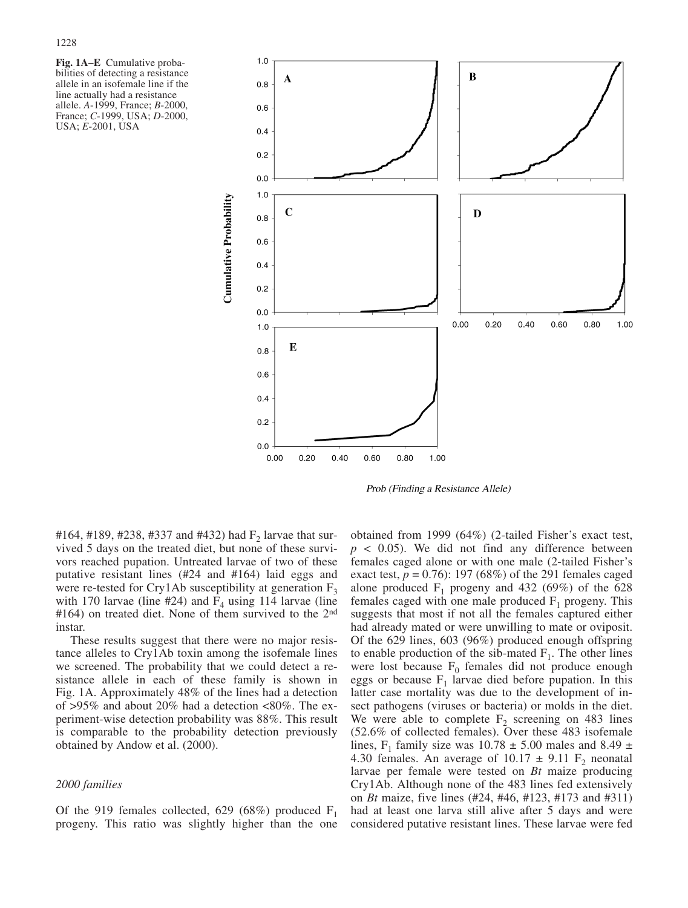**Fig. 1A–E** Cumulative probabilities of detecting a resistance allele in an isofemale line if the line actually had a resistance allele. *A*-1999, France; *B*-2000, France; *C*-1999, USA; *D*-2000, USA; *E*-2001, USA

#164, #189, #238, #337 and #432) had $F_2$ larvae that survived 5 days on the treated diet, but none of these survivors reached pupation. Untreated larvae of two of these putative resistant lines (#24 and #164) laid eggs and were re-tested for Cry1Ab susceptibility at generation $F_3$ with 170 larvae (line #24) and $F_4$ using 114 larvae (line #164) on treated diet. None of them survived to the 2nd instar.

These results suggest that there were no major resistance alleles to Cry1Ab toxin among the isofemale lines we screened. The probability that we could detect a resistance allele in each of these family is shown in Fig. 1A. Approximately 48% of the lines had a detection of >95% and about 20% had a detection <80%. The experiment-wise detection probability was 88%. This result is comparable to the probability detection previously obtained by Andow et al. (2000).

### *2000 families*

Of the 919 females collected, 629 (68%) produced $F_1$ progeny. This ratio was slightly higher than the one obtained from 1999 (64%) (2-tailed Fisher's exact test, $p < 0.05$). We did not find any difference between females caged alone or with one male (2-tailed Fisher's exact test, $p = 0.76$): 197 (68%) of the 291 females caged alone produced $F_1$ progeny and 432 (69%) of the 628 females caged with one male produced $F_1$ progeny. This suggests that most if not all the females captured either had already mated or were unwilling to mate or oviposit. Of the 629 lines, 603 (96%) produced enough offspring to enable production of the sib-mated $F_1$. The other lines were lost because $F_0$ females did not produce enough eggs or because $F_1$ larvae died before pupation. In this latter case mortality was due to the development of insect pathogens (viruses or bacteria) or molds in the diet. We were able to complete $F_2$ screening on 483 lines (52.6% of collected females). Over these 483 isofemale lines, $F_1$ family size was $10.78 \pm 5.00$ males and $8.49 \pm 4.30$ females. An average of $10.17 \pm 9.11$ $F_2$ neonatal larvae per female were tested on *Bt* maize producing Cry1Ab. Although none of the 483 lines fed extensively on *Bt* maize, five lines (#24, #46, #123, #173 and #311) had at least one larva still alive after 5 days and were considered putative resistant lines. These larvae were fed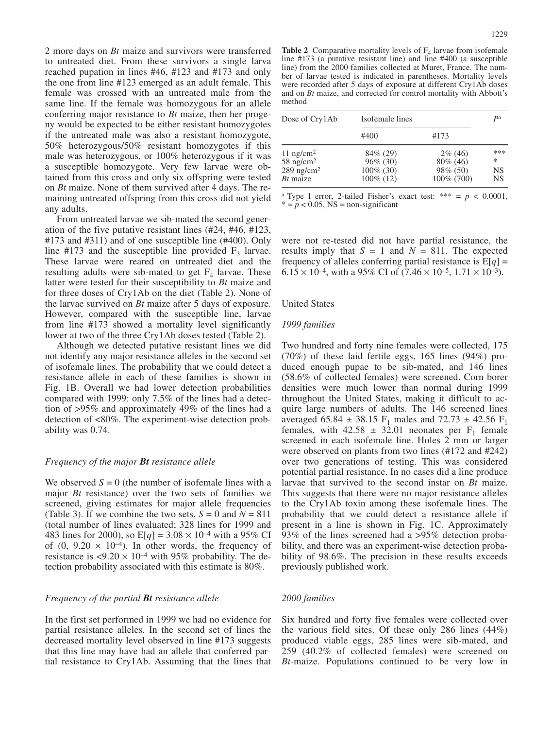2 more days on *Bt* maize and survivors were transferred to untreated diet. From these survivors a single larva reached pupation in lines #46, #123 and #173 and only the one from line #123 emerged as an adult female. This female was crossed with an untreated male from the same line. If the female was homozygous for an allele conferring major resistance to *Bt* maize, then her progeny would be expected to be either resistant homozygotes if the untreated male was also a resistant homozygote, 50% heterozygous/50% resistant homozygotes if this male was heterozygous, or 100% heterozygous if it was a susceptible homozygote. Very few larvae were obtained from this cross and only six offspring were tested on *Bt* maize. None of them survived after 4 days. The remaining untreated offspring from this cross did not yield any adults.

From untreated larvae we sib-mated the second generation of the five putative resistant lines (#24, #46, #123, #173 and #311) and of one susceptible line (#400). Only line #173 and the susceptible line provided $F_3$ larvae. These larvae were reared on untreated diet and the resulting adults were sib-mated to get $F_4$ larvae. These latter were tested for their susceptibility to *Bt* maize and for three doses of Cry1Ab on the diet (Table 2). None of the larvae survived on *Bt* maize after 5 days of exposure. However, compared with the susceptible line, larvae from line #173 showed a mortality level significantly lower at two of the three Cry1Ab doses tested (Table 2).

Although we detected putative resistant lines we did not identify any major resistance alleles in the second set of isofemale lines. The probability that we could detect a resistance allele in each of these families is shown in Fig. 1B. Overall we had lower detection probabilities compared with 1999: only 7.5% of the lines had a detection of >95% and approximately 49% of the lines had a detection of <80%. The experiment-wise detection probability was 0.74.

### *Frequency of the major **Bt** resistance allele*

We observed $S = 0$ (the number of isofemale lines with a major *Bt* resistance) over the two sets of families we screened, giving estimates for major allele frequencies (Table 3). If we combine the two sets, $S = 0$ and $N = 811$ (total number of lines evaluated; 328 lines for 1999 and 483 lines for 2000), so $E[q] = 3.08 \times 10^{-4}$ with a 95% CI of $(0, 9.20 \times 10^{-4})$. In other words, the frequency of resistance is $<9.20 \times 10^{-4}$ with 95% probability. The detection probability associated with this estimate is 80%.

### *Frequency of the partial **Bt** resistance allele*

In the first set performed in 1999 we had no evidence for partial resistance alleles. In the second set of lines the decreased mortality level observed in line #173 suggests that this line may have had an allele that conferred partial resistance to Cry1Ab. Assuming that the lines that were not re-tested did not have partial resistance, the results imply that $S = 1$ and $N = 811$. The expected frequency of alleles conferring partial resistance is $E[q] = 6.15 \times 10^{-4}$, with a 95% CI of $(7.46 \times 10^{-5}, 1.71 \times 10^{-3})$.

**Table 2** Comparative mortality levels of $F_4$ larvae from isofemale line #173 (a putative resistant line) and line #400 (a susceptible line) from the 2000 families collected at Muret, France. The number of larvae tested is indicated in parentheses. Mortality levels were recorded after 5 days of exposure at different Cry1Ab doses and on *Bt* maize, and corrected for control mortality with Abbott's method

| Dose of Cry1Ab | Isofemale lines | | $P$[a] |
|---|---|---|---|
| | #400 | #173 | |
| 11 ng/cm$^2$ | 84% (29) | 2% (46) | *** |
| 58 ng/cm$^2$ | 96% (30) | 80% (46) | * |
| 289 ng/cm$^2$ | 100% (30) | 98% (50) | NS |
| *Bt* maize | 100% (12) | 100% (700) | NS |

[a] Type I error, 2-tailed Fisher's exact test: *** = $p < 0.0001$, * = $p < 0.05$, NS = non-significant

## United States

### *1999 families*

Two hundred and forty nine females were collected, 175 (70%) of these laid fertile eggs, 165 lines (94%) produced enough pupae to be sib-mated, and 146 lines (58.6% of collected females) were screened. Corn borer densities were much lower than normal during 1999 throughout the United States, making it difficult to acquire large numbers of adults. The 146 screened lines averaged $65.84 \pm 38.15$ $F_1$ males and $72.73 \pm 42.56$ $F_1$ females, with $42.58 \pm 32.01$ neonates per $F_1$ female screened in each isofemale line. Holes 2 mm or larger were observed on plants from two lines (#172 and #242) over two generations of testing. This was considered potential partial resistance. In no cases did a line produce larvae that survived to the second instar on *Bt* maize. This suggests that there were no major resistance alleles to the Cry1Ab toxin among these isofemale lines. The probability that we could detect a resistance allele if present in a line is shown in Fig. 1C. Approximately 93% of the lines screened had a >95% detection probability, and there was an experiment-wise detection probability of 98.6%. The precision in these results exceeds previously published work.

### *2000 families*

Six hundred and forty five females were collected over the various field sites. Of these only 286 lines (44%) produced viable eggs, 285 lines were sib-mated, and 259 (40.2% of collected females) were screened on *Bt*-maize. Populations continued to be very low in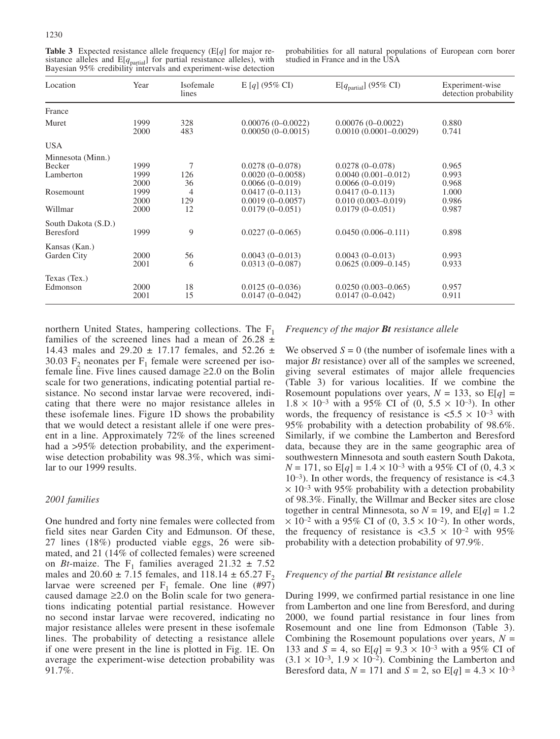**Table 3** Expected resistance allele frequency (E[$q$] for major resistance alleles and E[$q_{partial}$] for partial resistance alleles), with Bayesian 95% credibility intervals and experiment-wise detection probabilities for all natural populations of European corn borer studied in France and in the USA

| Location | Year | Isofemale lines | E [$q$] (95% CI) | E[$q_{partial}$] (95% CI) | Experiment-wise detection probability |
|---|---|---|---|---|---|
| France | | | | | |
| Muret | 1999 | 328 | 0.00076 (0–0.0022) | 0.00076 (0–0.0022) | 0.880 |
| | 2000 | 483 | 0.00050 (0–0.0015) | 0.0010 (0.0001–0.0029) | 0.741 |
| USA | | | | | |
| Minnesota (Minn.) | | | | | |
| Becker | 1999 | 7 | 0.0278 (0–0.078) | 0.0278 (0–0.078) | 0.965 |
| Lamberton | 1999 | 126 | 0.0020 (0–0.0058) | 0.0040 (0.001–0.012) | 0.993 |
| | 2000 | 36 | 0.0066 (0–0.019) | 0.0066 (0–0.019) | 0.968 |
| Rosemount | 1999 | 4 | 0.0417 (0–0.113) | 0.0417 (0–0.113) | 1.000 |
| | 2000 | 129 | 0.0019 (0–0.0057) | 0.010 (0.003–0.019) | 0.986 |
| Willmar | 2000 | 12 | 0.0179 (0–0.051) | 0.0179 (0–0.051) | 0.987 |
| South Dakota (S.D.) | | | | | |
| Beresford | 1999 | 9 | 0.0227 (0–0.065) | 0.0450 (0.006–0.111) | 0.898 |
| Kansas (Kan.) | | | | | |
| Garden City | 2000 | 56 | 0.0043 (0–0.013) | 0.0043 (0–0.013) | 0.993 |
| | 2001 | 6 | 0.0313 (0–0.087) | 0.0625 (0.009–0.145) | 0.933 |
| Texas (Tex.) | | | | | |
| Edmonson | 2000 | 18 | 0.0125 (0–0.036) | 0.0250 (0.003–0.065) | 0.957 |
| | 2001 | 15 | 0.0147 (0–0.042) | 0.0147 (0–0.042) | 0.911 |

northern United States, hampering collections. The $F_1$ families of the screened lines had a mean of 26.28 ± 14.43 males and 29.20 ± 17.17 females, and 52.26 ± 30.03 $F_2$ neonates per $F_1$ female were screened per isofemale line. Five lines caused damage ≥2.0 on the Bolin scale for two generations, indicating potential partial resistance. No second instar larvae were recovered, indicating that there were no major resistance alleles in these isofemale lines. Figure 1D shows the probability that we would detect a resistant allele if one were present in a line. Approximately 72% of the lines screened had a >95% detection probability, and the experiment-wise detection probability was 98.3%, which was similar to our 1999 results.

### *2001 families*

One hundred and forty nine females were collected from field sites near Garden City and Edmunson. Of these, 27 lines (18%) producted viable eggs, 26 were sib-mated, and 21 (14% of collected females) were screened on *Bt*-maize. The $F_1$ families averaged 21.32 ± 7.52 males and 20.60 ± 7.15 females, and 118.14 ± 65.27 $F_2$ larvae were screened per $F_1$ female. One line (#97) caused damage ≥2.0 on the Bolin scale for two generations indicating potential partial resistance. However no second instar larvae were recovered, indicating no major resistance alleles were present in these isofemale lines. The probability of detecting a resistance allele if one were present in the line is plotted in Fig. 1E. On average the experiment-wise detection probability was 91.7%.

### *Frequency of the major **Bt** resistance allele*

We observed $S = 0$ (the number of isofemale lines with a major *Bt* resistance) over all of the samples we screened, giving several estimates of major allele frequencies (Table 3) for various localities. If we combine the Rosemount populations over years, $N = 133$, so $E[q] = 1.8 \times 10^{-3}$ with a 95% CI of $(0, 5.5 \times 10^{-3})$. In other words, the frequency of resistance is $<5.5 \times 10^{-3}$ with 95% probability with a detection probability of 98.6%. Similarly, if we combine the Lamberton and Beresford data, because they are in the same geographic area of southwestern Minnesota and south eastern South Dakota, $N = 171$, so $E[q] = 1.4 \times 10^{-3}$ with a 95% CI of $(0, 4.3 \times 10^{-3})$. In other words, the frequency of resistance is $<4.3 \times 10^{-3}$ with 95% probability with a detection probability of 98.3%. Finally, the Willmar and Becker sites are close together in central Minnesota, so $N = 19$, and $E[q] = 1.2 \times 10^{-2}$ with a 95% CI of $(0, 3.5 \times 10^{-2})$. In other words, the frequency of resistance is $<3.5 \times 10^{-2}$ with 95% probability with a detection probability of 97.9%.

### *Frequency of the partial **Bt** resistance allele*

During 1999, we confirmed partial resistance in one line from Lamberton and one line from Beresford, and during 2000, we found partial resistance in four lines from Rosemount and one line from Edmonson (Table 3). Combining the Rosemount populations over years, $N = 133$ and $S = 4$, so $E[q] = 9.3 \times 10^{-3}$ with a 95% CI of $(3.1 \times 10^{-3}, 1.9 \times 10^{-2})$. Combining the Lamberton and Beresford data, $N = 171$ and $S = 2$, so $E[q] = 4.3 \times 10^{-3}$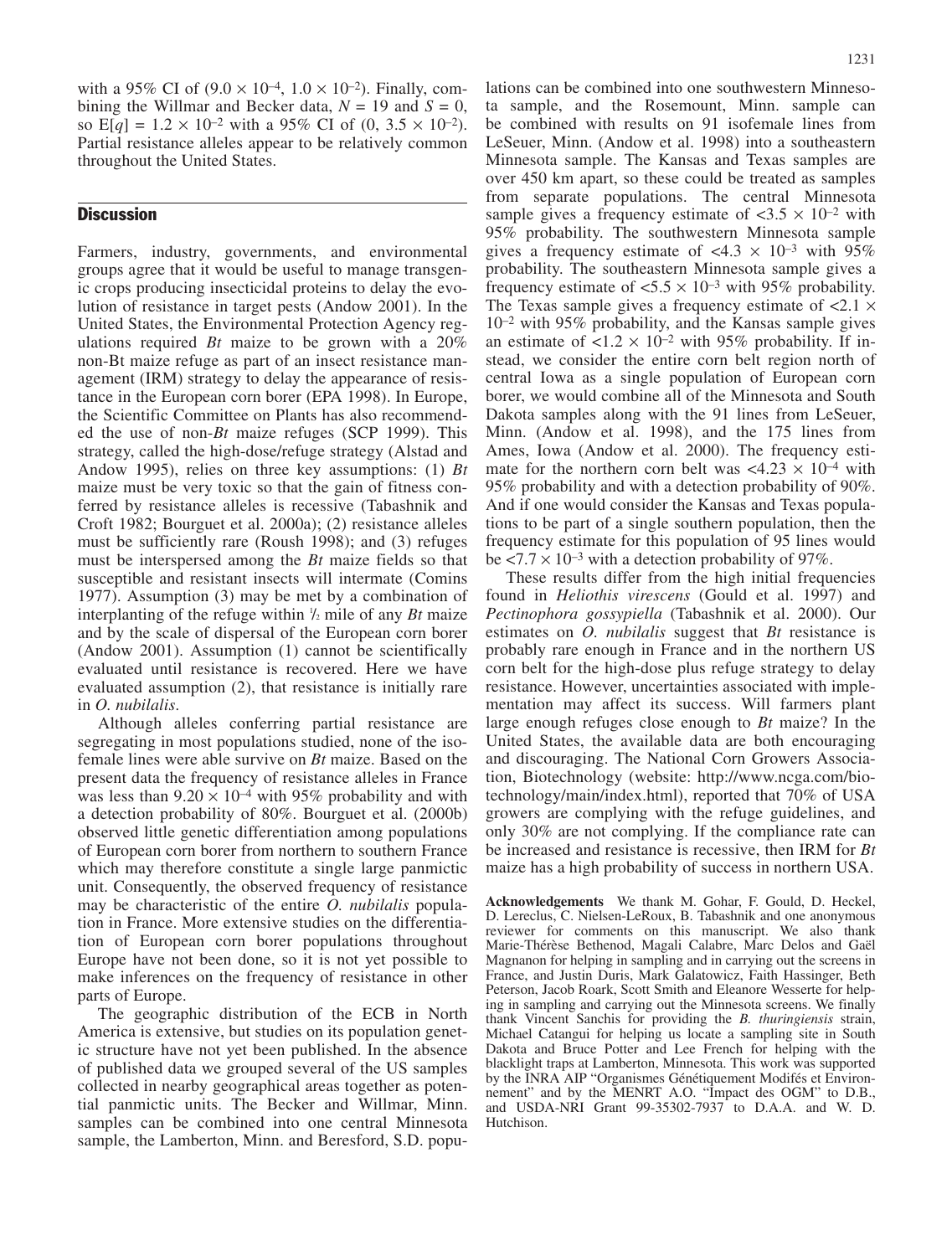with a 95% CI of $(9.0 \times 10^{-4}, 1.0 \times 10^{-2})$. Finally, combining the Willmar and Becker data, $N = 19$ and $S = 0$, so $E[q] = 1.2 \times 10^{-2}$ with a 95% CI of $(0, 3.5 \times 10^{-2})$. Partial resistance alleles appear to be relatively common throughout the United States.

## Discussion

Farmers, industry, governments, and environmental groups agree that it would be useful to manage transgenic crops producing insecticidal proteins to delay the evolution of resistance in target pests (Andow 2001). In the United States, the Environmental Protection Agency regulations required *Bt* maize to be grown with a 20% non-Bt maize refuge as part of an insect resistance management (IRM) strategy to delay the appearance of resistance in the European corn borer (EPA 1998). In Europe, the Scientific Committee on Plants has also recommended the use of non-*Bt* maize refuges (SCP 1999). This strategy, called the high-dose/refuge strategy (Alstad and Andow 1995), relies on three key assumptions: (1) *Bt* maize must be very toxic so that the gain of fitness conferred by resistance alleles is recessive (Tabashnik and Croft 1982; Bourguet et al. 2000a); (2) resistance alleles must be sufficiently rare (Roush 1998); and (3) refuges must be interspersed among the *Bt* maize fields so that susceptible and resistant insects will intermate (Comins 1977). Assumption (3) may be met by a combination of interplanting of the refuge within ½ mile of any *Bt* maize and by the scale of dispersal of the European corn borer (Andow 2001). Assumption (1) cannot be scientifically evaluated until resistance is recovered. Here we have evaluated assumption (2), that resistance is initially rare in *O. nubilalis*.

Although alleles conferring partial resistance are segregating in most populations studied, none of the isofemale lines were able survive on *Bt* maize. Based on the present data the frequency of resistance alleles in France was less than $9.20 \times 10^{-4}$ with 95% probability and with a detection probability of 80%. Bourguet et al. (2000b) observed little genetic differentiation among populations of European corn borer from northern to southern France which may therefore constitute a single large panmictic unit. Consequently, the observed frequency of resistance may be characteristic of the entire *O. nubilalis* population in France. More extensive studies on the differentiation of European corn borer populations throughout Europe have not been done, so it is not yet possible to make inferences on the frequency of resistance in other parts of Europe.

The geographic distribution of the ECB in North America is extensive, but studies on its population genetic structure have not yet been published. In the absence of published data we grouped several of the US samples collected in nearby geographical areas together as potential panmictic units. The Becker and Willmar, Minn. samples can be combined into one central Minnesota sample, the Lamberton, Minn. and Beresford, S.D. populations can be combined into one southwestern Minnesota sample, and the Rosemount, Minn. sample can be combined with results on 91 isofemale lines from LeSeuer, Minn. (Andow et al. 1998) into a southeastern Minnesota sample. The Kansas and Texas samples are over 450 km apart, so these could be treated as samples from separate populations. The central Minnesota sample gives a frequency estimate of $<3.5 \times 10^{-2}$ with 95% probability. The southwestern Minnesota sample gives a frequency estimate of $<4.3 \times 10^{-3}$ with 95% probability. The southeastern Minnesota sample gives a frequency estimate of $<5.5 \times 10^{-3}$ with 95% probability. The Texas sample gives a frequency estimate of $<2.1 \times 10^{-2}$ with 95% probability, and the Kansas sample gives an estimate of $<1.2 \times 10^{-2}$ with 95% probability. If instead, we consider the entire corn belt region north of central Iowa as a single population of European corn borer, we would combine all of the Minnesota and South Dakota samples along with the 91 lines from LeSeuer, Minn. (Andow et al. 1998), and the 175 lines from Ames, Iowa (Andow et al. 2000). The frequency estimate for the northern corn belt was $<4.23 \times 10^{-4}$ with 95% probability and with a detection probability of 90%. And if one would consider the Kansas and Texas populations to be part of a single southern population, then the frequency estimate for this population of 95 lines would be $<7.7 \times 10^{-3}$ with a detection probability of 97%.

These results differ from the high initial frequencies found in *Heliothis virescens* (Gould et al. 1997) and *Pectinophora gossypiella* (Tabashnik et al. 2000). Our estimates on *O. nubilalis* suggest that *Bt* resistance is probably rare enough in France and in the northern US corn belt for the high-dose plus refuge strategy to delay resistance. However, uncertainties associated with implementation may affect its success. Will farmers plant large enough refuges close enough to *Bt* maize? In the United States, the available data are both encouraging and discouraging. The National Corn Growers Association, Biotechnology (website: http://www.ncga.com/biotechnology/main/index.html), reported that 70% of USA growers are complying with the refuge guidelines, and only 30% are not complying. If the compliance rate can be increased and resistance is recessive, then IRM for *Bt* maize has a high probability of success in northern USA.

**Acknowledgements** We thank M. Gohar, F. Gould, D. Heckel, D. Lereclus, C. Nielsen-LeRoux, B. Tabashnik and one anonymous reviewer for comments on this manuscript. We also thank Marie-Thérèse Bethenod, Magali Calabre, Marc Delos and Gaël Magnanon for helping in sampling and in carrying out the screens in France, and Justin Duris, Mark Galatowicz, Faith Hassinger, Beth Peterson, Jacob Roark, Scott Smith and Eleanore Wesserte for helping in sampling and carrying out the Minnesota screens. We finally thank Vincent Sanchis for providing the *B. thuringiensis* strain, Michael Catangui for helping us locate a sampling site in South Dakota and Bruce Potter and Lee French for helping with the blacklight traps at Lamberton, Minnesota. This work was supported by the INRA AIP "Organismes Génétiquement Modifés et Environnement" and by the MENRT A.O. "Impact des OGM" to D.B., and USDA-NRI Grant 99-35302-7937 to D.A.A. and W. D. Hutchison.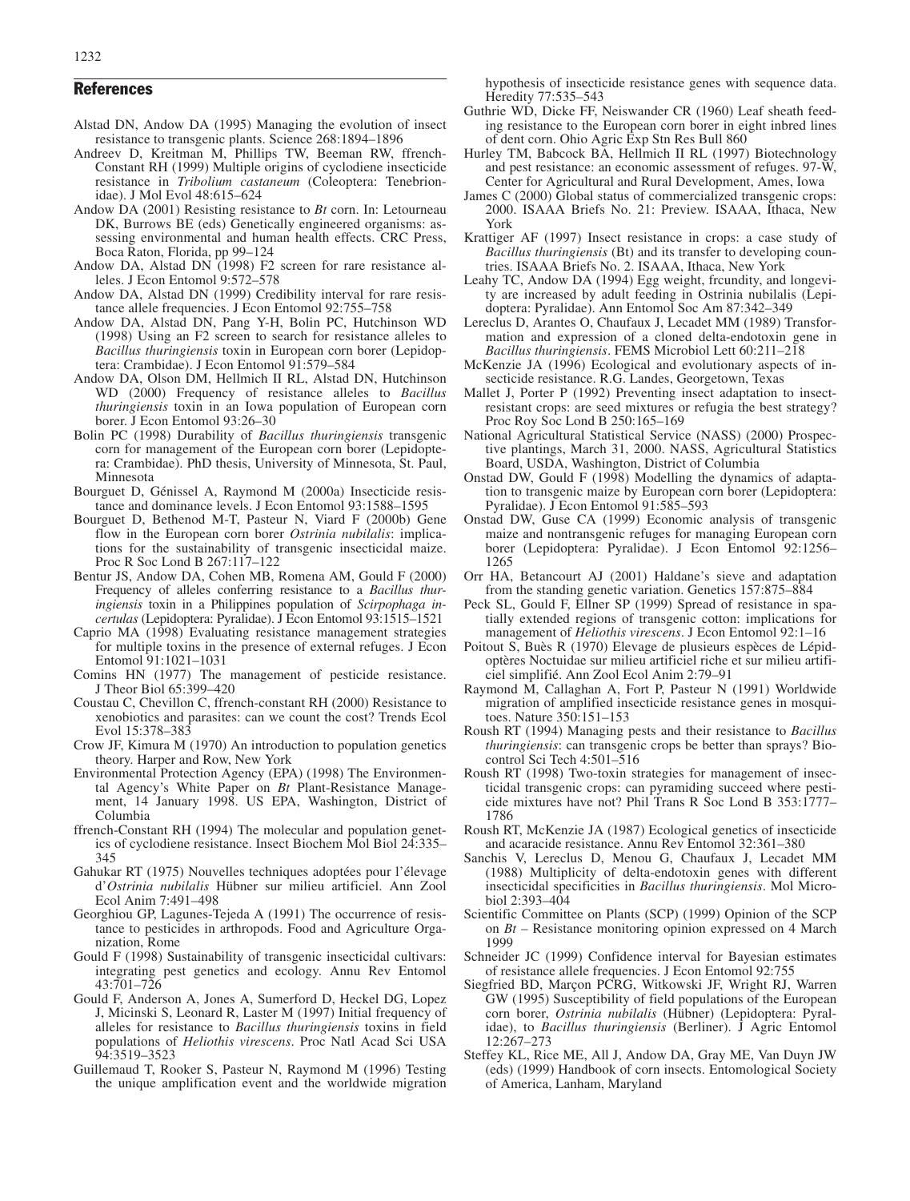## References

Alstad DN, Andow DA (1995) Managing the evolution of insect resistance to transgenic plants. Science 268:1894–1896

Andreev D, Kreitman M, Phillips TW, Beeman RW, ffrench-Constant RH (1999) Multiple origins of cyclodiene insecticide resistance in *Tribolium castaneum* (Coleoptera: Tenebrionidae). J Mol Evol 48:615–624

Andow DA (2001) Resisting resistance to *Bt* corn. In: Letourneau DK, Burrows BE (eds) Genetically engineered organisms: assessing environmental and human health effects. CRC Press, Boca Raton, Florida, pp 99–124

Andow DA, Alstad DN (1998) F2 screen for rare resistance alleles. J Econ Entomol 9:572–578

Andow DA, Alstad DN (1999) Credibility interval for rare resistance allele frequencies. J Econ Entomol 92:755–758

Andow DA, Alstad DN, Pang Y-H, Bolin PC, Hutchinson WD (1998) Using an F2 screen to search for resistance alleles to *Bacillus thuringiensis* toxin in European corn borer (Lepidoptera: Crambidae). J Econ Entomol 91:579–584

Andow DA, Olson DM, Hellmich II RL, Alstad DN, Hutchinson WD (2000) Frequency of resistance alleles to *Bacillus thuringiensis* toxin in an Iowa population of European corn borer. J Econ Entomol 93:26–30

Bolin PC (1998) Durability of *Bacillus thuringiensis* transgenic corn for management of the European corn borer (Lepidoptera: Crambidae). PhD thesis, University of Minnesota, St. Paul, Minnesota

Bourguet D, Génissel A, Raymond M (2000a) Insecticide resistance and dominance levels. J Econ Entomol 93:1588–1595

Bourguet D, Bethenod M-T, Pasteur N, Viard F (2000b) Gene flow in the European corn borer *Ostrinia nubilalis*: implications for the sustainability of transgenic insecticidal maize. Proc R Soc Lond B 267:117–122

Bentur JS, Andow DA, Cohen MB, Romena AM, Gould F (2000) Frequency of alleles conferring resistance to a *Bacillus thuringiensis* toxin in a Philippines population of *Scirpophaga incertulas* (Lepidoptera: Pyralidae). J Econ Entomol 93:1515–1521

Caprio MA (1998) Evaluating resistance management strategies for multiple toxins in the presence of external refuges. J Econ Entomol 91:1021–1031

Comins HN (1977) The management of pesticide resistance. J Theor Biol 65:399–420

Coustau C, Chevillon C, ffrench-constant RH (2000) Resistance to xenobiotics and parasites: can we count the cost? Trends Ecol Evol 15:378–383

Crow JF, Kimura M (1970) An introduction to population genetics theory. Harper and Row, New York

Environmental Protection Agency (EPA) (1998) The Environmental Agency's White Paper on *Bt* Plant-Resistance Management, 14 January 1998. US EPA, Washington, District of Columbia

ffrench-Constant RH (1994) The molecular and population genetics of cyclodiene resistance. Insect Biochem Mol Biol 24:335–345

Gahukar RT (1975) Nouvelles techniques adoptées pour l'élevage d'*Ostrinia nubilalis* Hübner sur milieu artificiel. Ann Zool Ecol Anim 7:491–498

Georghiou GP, Lagunes-Tejeda A (1991) The occurrence of resistance to pesticides in arthropods. Food and Agriculture Organization, Rome

Gould F (1998) Sustainability of transgenic insecticidal cultivars: integrating pest genetics and ecology. Annu Rev Entomol 43:701–726

Gould F, Anderson A, Jones A, Sumerford D, Heckel DG, Lopez J, Micinski S, Leonard R, Laster M (1997) Initial frequency of alleles for resistance to *Bacillus thuringiensis* toxins in field populations of *Heliothis virescens*. Proc Natl Acad Sci USA 94:3519–3523

Guillemaud T, Rooker S, Pasteur N, Raymond M (1996) Testing the unique amplification event and the worldwide migration hypothesis of insecticide resistance genes with sequence data. Heredity 77:535–543

Guthrie WD, Dicke FF, Neiswander CR (1960) Leaf sheath feeding resistance to the European corn borer in eight inbred lines of dent corn. Ohio Agric Exp Stn Res Bull 860

Hurley TM, Babcock BA, Hellmich II RL (1997) Biotechnology and pest resistance: an economic assessment of refuges. 97-W, Center for Agricultural and Rural Development, Ames, Iowa

James C (2000) Global status of commercialized transgenic crops: 2000. ISAAA Briefs No. 21: Preview. ISAAA, Ithaca, New York

Krattiger AF (1997) Insect resistance in crops: a case study of *Bacillus thuringiensis* (Bt) and its transfer to developing countries. ISAAA Briefs No. 2. ISAAA, Ithaca, New York

Leahy TC, Andow DA (1994) Egg weight, frcundity, and longevity are increased by adult feeding in Ostrinia nubilalis (Lepidoptera: Pyralidae). Ann Entomol Soc Am 87:342–349

Lereclus D, Arantes O, Chaufaux J, Lecadet MM (1989) Transformation and expression of a cloned delta-endotoxin gene in *Bacillus thuringiensis*. FEMS Microbiol Lett 60:211–218

McKenzie JA (1996) Ecological and evolutionary aspects of insecticide resistance. R.G. Landes, Georgetown, Texas

Mallet J, Porter P (1992) Preventing insect adaptation to insect-resistant crops: are seed mixtures or refugia the best strategy? Proc Roy Soc Lond B 250:165–169

National Agricultural Statistical Service (NASS) (2000) Prospective plantings, March 31, 2000. NASS, Agricultural Statistics Board, USDA, Washington, District of Columbia

Onstad DW, Gould F (1998) Modelling the dynamics of adaptation to transgenic maize by European corn borer (Lepidoptera: Pyralidae). J Econ Entomol 91:585–593

Onstad DW, Guse CA (1999) Economic analysis of transgenic maize and nontransgenic refuges for managing European corn borer (Lepidoptera: Pyralidae). J Econ Entomol 92:1256–1265

Orr HA, Betancourt AJ (2001) Haldane's sieve and adaptation from the standing genetic variation. Genetics 157:875–884

Peck SL, Gould F, Ellner SP (1999) Spread of resistance in spatially extended regions of transgenic cotton: implications for management of *Heliothis virescens*. J Econ Entomol 92:1–16

Poitout S, Buès R (1970) Elevage de plusieurs espèces de Lépidoptères Noctuidae sur milieu artificiel riche et sur milieu artificiel simplifié. Ann Zool Ecol Anim 2:79–91

Raymond M, Callaghan A, Fort P, Pasteur N (1991) Worldwide migration of amplified insecticide resistance genes in mosquitoes. Nature 350:151–153

Roush RT (1994) Managing pests and their resistance to *Bacillus thuringiensis*: can transgenic crops be better than sprays? Biocontrol Sci Tech 4:501–516

Roush RT (1998) Two-toxin strategies for management of insecticidal transgenic crops: can pyramiding succeed where pesticide mixtures have not? Phil Trans R Soc Lond B 353:1777–1786

Roush RT, McKenzie JA (1987) Ecological genetics of insecticide and acaracide resistance. Annu Rev Entomol 32:361–380

Sanchis V, Lereclus D, Menou G, Chaufaux J, Lecadet MM (1988) Multiplicity of delta-endotoxin genes with different insecticidal specificities in *Bacillus thuringiensis*. Mol Microbiol 2:393–404

Scientific Committee on Plants (SCP) (1999) Opinion of the SCP on *Bt* – Resistance monitoring opinion expressed on 4 March 1999

Schneider JC (1999) Confidence interval for Bayesian estimates of resistance allele frequencies. J Econ Entomol 92:755

Siegfried BD, Marçon PCRG, Witkowski JF, Wright RJ, Warren GW (1995) Susceptibility of field populations of the European corn borer, *Ostrinia nubilalis* (Hübner) (Lepidoptera: Pyralidae), to *Bacillus thuringiensis* (Berliner). J Agric Entomol 12:267–273

Steffey KL, Rice ME, All J, Andow DA, Gray ME, Van Duyn JW (eds) (1999) Handbook of corn insects. Entomological Society of America, Lanham, Maryland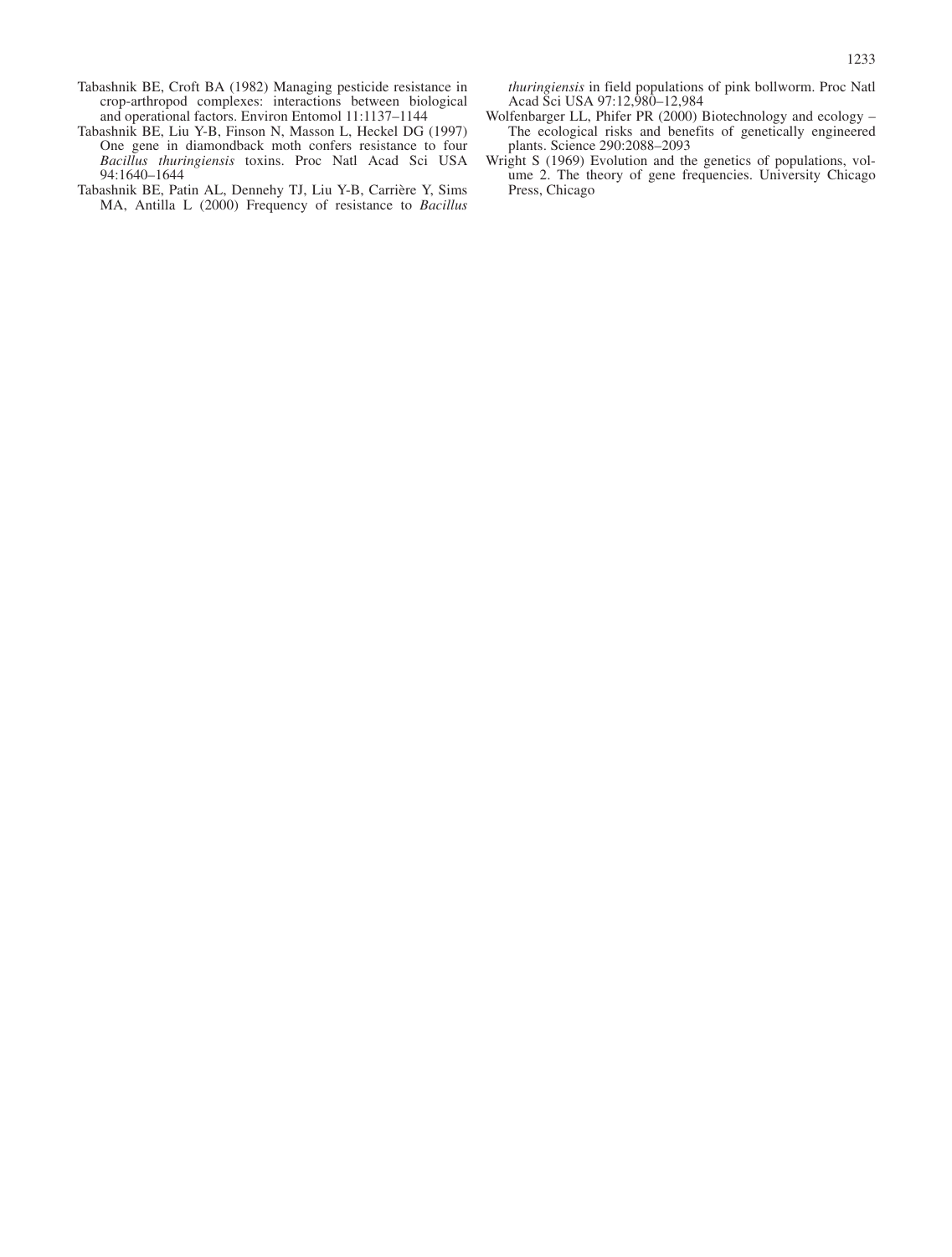Tabashnik BE, Croft BA (1982) Managing pesticide resistance in crop-arthropod complexes: interactions between biological and operational factors. Environ Entomol 11:1137–1144

Tabashnik BE, Liu Y-B, Finson N, Masson L, Heckel DG (1997) One gene in diamondback moth confers resistance to four *Bacillus thuringiensis* toxins. Proc Natl Acad Sci USA 94:1640–1644

Tabashnik BE, Patin AL, Dennehy TJ, Liu Y-B, Carrière Y, Sims MA, Antilla L (2000) Frequency of resistance to *Bacillus thuringiensis* in field populations of pink bollworm. Proc Natl Acad Sci USA 97:12,980–12,984

Wolfenbarger LL, Phifer PR (2000) Biotechnology and ecology – The ecological risks and benefits of genetically engineered plants. Science 290:2088–2093

Wright S (1969) Evolution and the genetics of populations, volume 2. The theory of gene frequencies. University Chicago Press, Chicago